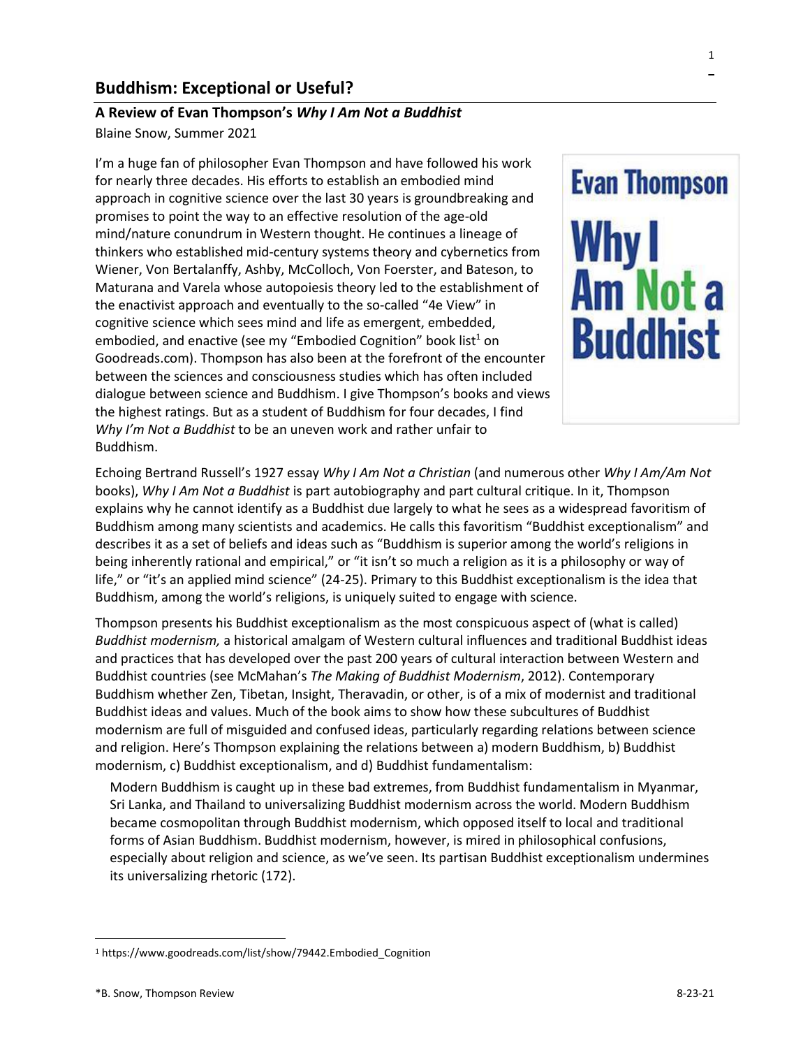## Buddhism: Exceptional or Useful?

### A Review of Evan Thompson's *Why I Am Not a Buddhist*

Blaine Snow, Summer 2021

I'm a huge fan of philosopher Evan Thompson and have followed his work for nearly three decades. His efforts to establish an embodied mind approach in cognitive science over the last 30 years is groundbreaking and promises to point the way to an effective resolution of the age-old mind/nature conundrum in Western thought. He continues a lineage of thinkers who established mid-century systems theory and cybernetics from Wiener, Von Bertalanffy, Ashby, McColloch, Von Foerster, and Bateson, to Maturana and Varela whose autopoiesis theory led to the establishment of the enactivist approach and eventually to the so-called "4e View" in cognitive science which sees mind and life as emergent, embedded, embodied, and enactive (see my "Embodied Cognition" book list[1] on Goodreads.com). Thompson has also been at the forefront of the encounter between the sciences and consciousness studies which has often included dialogue between science and Buddhism. I give Thompson's books and views the highest ratings. But as a student of Buddhism for four decades, I find *Why I'm Not a Buddhist* to be an uneven work and rather unfair to Buddhism.

Echoing Bertrand Russell's 1927 essay *Why I Am Not a Christian* (and numerous other *Why I Am/Am Not* books), *Why I Am Not a Buddhist* is part autobiography and part cultural critique. In it, Thompson explains why he cannot identify as a Buddhist due largely to what he sees as a widespread favoritism of Buddhism among many scientists and academics. He calls this favoritism "Buddhist exceptionalism" and describes it as a set of beliefs and ideas such as "Buddhism is superior among the world's religions in being inherently rational and empirical," or "it isn't so much a religion as it is a philosophy or way of life," or "it's an applied mind science" (24-25). Primary to this Buddhist exceptionalism is the idea that Buddhism, among the world's religions, is uniquely suited to engage with science.

Thompson presents his Buddhist exceptionalism as the most conspicuous aspect of (what is called) *Buddhist modernism,* a historical amalgam of Western cultural influences and traditional Buddhist ideas and practices that has developed over the past 200 years of cultural interaction between Western and Buddhist countries (see McMahan's *The Making of Buddhist Modernism*, 2012). Contemporary Buddhism whether Zen, Tibetan, Insight, Theravadin, or other, is of a mix of modernist and traditional Buddhist ideas and values. Much of the book aims to show how these subcultures of Buddhist modernism are full of misguided and confused ideas, particularly regarding relations between science and religion. Here's Thompson explaining the relations between a) modern Buddhism, b) Buddhist modernism, c) Buddhist exceptionalism, and d) Buddhist fundamentalism:

> Modern Buddhism is caught up in these bad extremes, from Buddhist fundamentalism in Myanmar, Sri Lanka, and Thailand to universalizing Buddhist modernism across the world. Modern Buddhism became cosmopolitan through Buddhist modernism, which opposed itself to local and traditional forms of Asian Buddhism. Buddhist modernism, however, is mired in philosophical confusions, especially about religion and science, as we've seen. Its partisan Buddhist exceptionalism undermines its universalizing rhetoric (172).

[1] https://www.goodreads.com/list/show/79442.Embodied_Cognition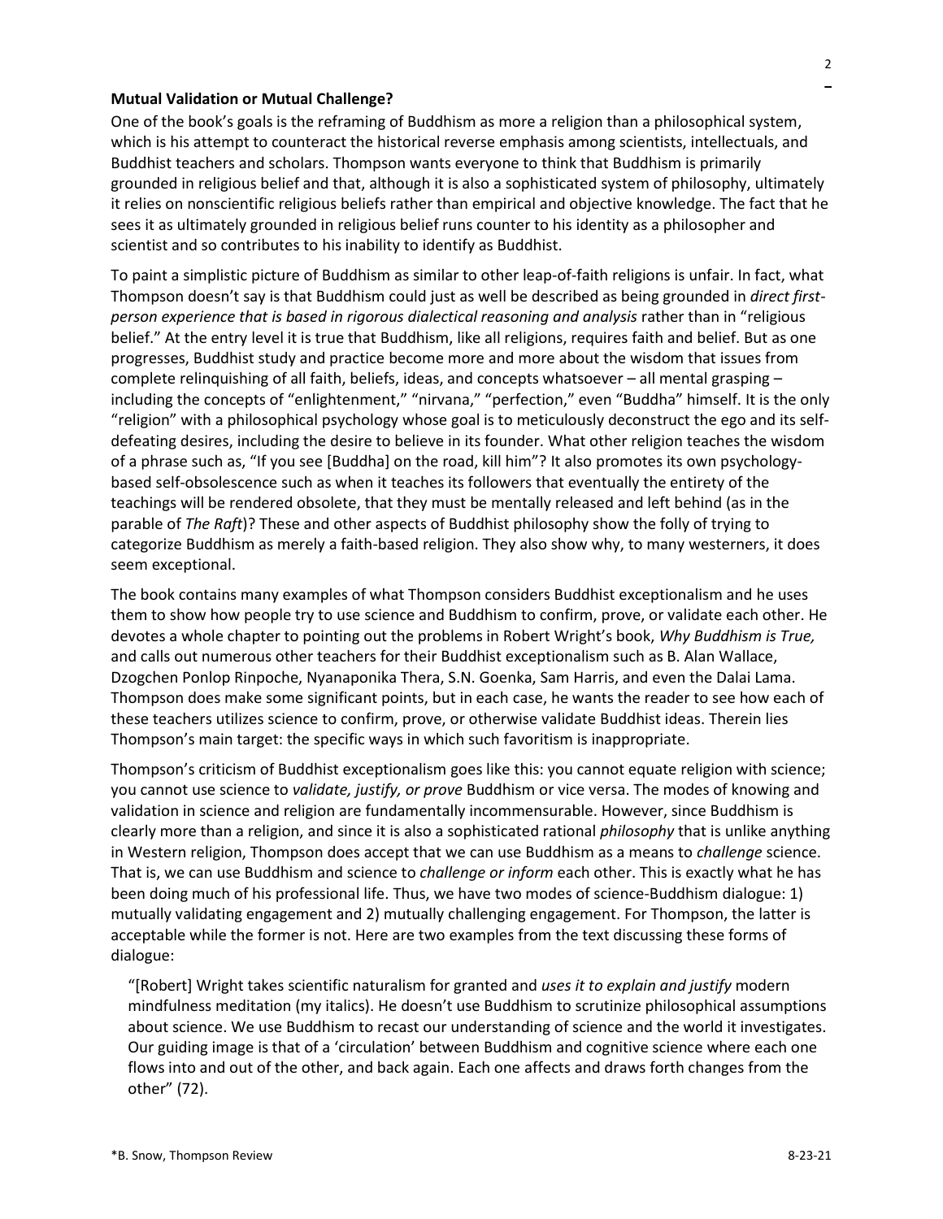**Mutual Validation or Mutual Challenge?**

One of the book's goals is the reframing of Buddhism as more a religion than a philosophical system, which is his attempt to counteract the historical reverse emphasis among scientists, intellectuals, and Buddhist teachers and scholars. Thompson wants everyone to think that Buddhism is primarily grounded in religious belief and that, although it is also a sophisticated system of philosophy, ultimately it relies on nonscientific religious beliefs rather than empirical and objective knowledge. The fact that he sees it as ultimately grounded in religious belief runs counter to his identity as a philosopher and scientist and so contributes to his inability to identify as Buddhist.

To paint a simplistic picture of Buddhism as similar to other leap-of-faith religions is unfair. In fact, what Thompson doesn't say is that Buddhism could just as well be described as being grounded in *direct first-person experience that is based in rigorous dialectical reasoning and analysis* rather than in "religious belief." At the entry level it is true that Buddhism, like all religions, requires faith and belief. But as one progresses, Buddhist study and practice become more and more about the wisdom that issues from complete relinquishing of all faith, beliefs, ideas, and concepts whatsoever – all mental grasping – including the concepts of "enlightenment," "nirvana," "perfection," even "Buddha" himself. It is the only "religion" with a philosophical psychology whose goal is to meticulously deconstruct the ego and its self-defeating desires, including the desire to believe in its founder. What other religion teaches the wisdom of a phrase such as, "If you see [Buddha] on the road, kill him"? It also promotes its own psychology-based self-obsolescence such as when it teaches its followers that eventually the entirety of the teachings will be rendered obsolete, that they must be mentally released and left behind (as in the parable of *The Raft*)? These and other aspects of Buddhist philosophy show the folly of trying to categorize Buddhism as merely a faith-based religion. They also show why, to many westerners, it does seem exceptional.

The book contains many examples of what Thompson considers Buddhist exceptionalism and he uses them to show how people try to use science and Buddhism to confirm, prove, or validate each other. He devotes a whole chapter to pointing out the problems in Robert Wright's book, *Why Buddhism is True,* and calls out numerous other teachers for their Buddhist exceptionalism such as B. Alan Wallace, Dzogchen Ponlop Rinpoche, Nyanaponika Thera, S.N. Goenka, Sam Harris, and even the Dalai Lama. Thompson does make some significant points, but in each case, he wants the reader to see how each of these teachers utilizes science to confirm, prove, or otherwise validate Buddhist ideas. Therein lies Thompson's main target: the specific ways in which such favoritism is inappropriate.

Thompson's criticism of Buddhist exceptionalism goes like this: you cannot equate religion with science; you cannot use science to *validate, justify, or prove* Buddhism or vice versa. The modes of knowing and validation in science and religion are fundamentally incommensurable. However, since Buddhism is clearly more than a religion, and since it is also a sophisticated rational *philosophy* that is unlike anything in Western religion, Thompson does accept that we can use Buddhism as a means to *challenge* science. That is, we can use Buddhism and science to *challenge or inform* each other. This is exactly what he has been doing much of his professional life. Thus, we have two modes of science-Buddhism dialogue: 1) mutually validating engagement and 2) mutually challenging engagement. For Thompson, the latter is acceptable while the former is not. Here are two examples from the text discussing these forms of dialogue:

> "[Robert] Wright takes scientific naturalism for granted and *uses it to explain and justify* modern mindfulness meditation (my italics). He doesn't use Buddhism to scrutinize philosophical assumptions about science. We use Buddhism to recast our understanding of science and the world it investigates. Our guiding image is that of a 'circulation' between Buddhism and cognitive science where each one flows into and out of the other, and back again. Each one affects and draws forth changes from the other" (72).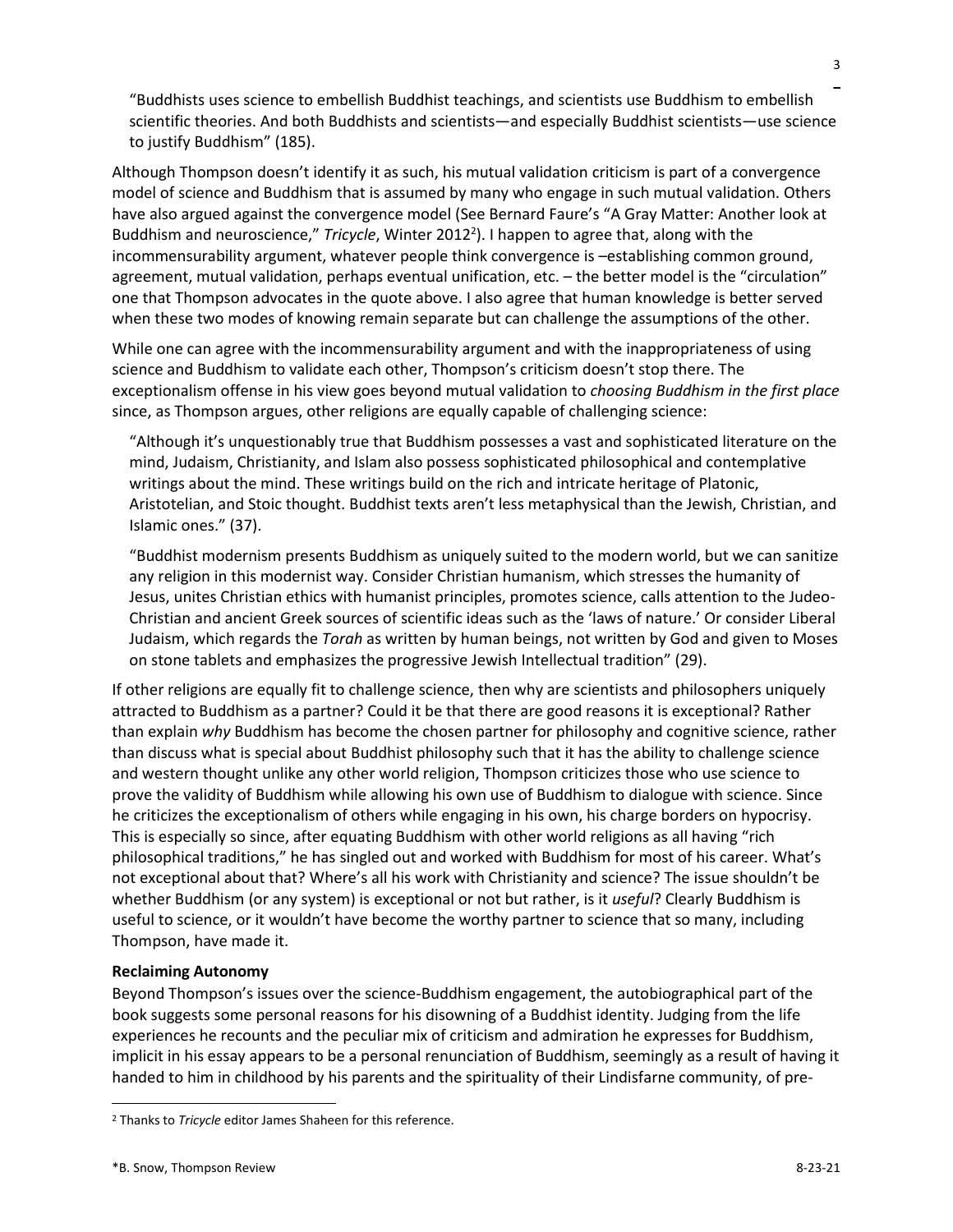"Buddhists uses science to embellish Buddhist teachings, and scientists use Buddhism to embellish scientific theories. And both Buddhists and scientists—and especially Buddhist scientists—use science to justify Buddhism" (185).

Although Thompson doesn't identify it as such, his mutual validation criticism is part of a convergence model of science and Buddhism that is assumed by many who engage in such mutual validation. Others have also argued against the convergence model (See Bernard Faure's "A Gray Matter: Another look at Buddhism and neuroscience," *Tricycle*, Winter 2012[2]). I happen to agree that, along with the incommensurability argument, whatever people think convergence is –establishing common ground, agreement, mutual validation, perhaps eventual unification, etc. – the better model is the "circulation" one that Thompson advocates in the quote above. I also agree that human knowledge is better served when these two modes of knowing remain separate but can challenge the assumptions of the other.

While one can agree with the incommensurability argument and with the inappropriateness of using science and Buddhism to validate each other, Thompson's criticism doesn't stop there. The exceptionalism offense in his view goes beyond mutual validation to *choosing Buddhism in the first place* since, as Thompson argues, other religions are equally capable of challenging science:

"Although it's unquestionably true that Buddhism possesses a vast and sophisticated literature on the mind, Judaism, Christianity, and Islam also possess sophisticated philosophical and contemplative writings about the mind. These writings build on the rich and intricate heritage of Platonic, Aristotelian, and Stoic thought. Buddhist texts aren't less metaphysical than the Jewish, Christian, and Islamic ones." (37).

"Buddhist modernism presents Buddhism as uniquely suited to the modern world, but we can sanitize any religion in this modernist way. Consider Christian humanism, which stresses the humanity of Jesus, unites Christian ethics with humanist principles, promotes science, calls attention to the Judeo-Christian and ancient Greek sources of scientific ideas such as the 'laws of nature.' Or consider Liberal Judaism, which regards the *Torah* as written by human beings, not written by God and given to Moses on stone tablets and emphasizes the progressive Jewish Intellectual tradition" (29).

If other religions are equally fit to challenge science, then why are scientists and philosophers uniquely attracted to Buddhism as a partner? Could it be that there are good reasons it is exceptional? Rather than explain *why* Buddhism has become the chosen partner for philosophy and cognitive science, rather than discuss what is special about Buddhist philosophy such that it has the ability to challenge science and western thought unlike any other world religion, Thompson criticizes those who use science to prove the validity of Buddhism while allowing his own use of Buddhism to dialogue with science. Since he criticizes the exceptionalism of others while engaging in his own, his charge borders on hypocrisy. This is especially so since, after equating Buddhism with other world religions as all having "rich philosophical traditions," he has singled out and worked with Buddhism for most of his career. What's not exceptional about that? Where's all his work with Christianity and science? The issue shouldn't be whether Buddhism (or any system) is exceptional or not but rather, is it *useful*? Clearly Buddhism is useful to science, or it wouldn't have become the worthy partner to science that so many, including Thompson, have made it.

**Reclaiming Autonomy**

Beyond Thompson's issues over the science-Buddhism engagement, the autobiographical part of the book suggests some personal reasons for his disowning of a Buddhist identity. Judging from the life experiences he recounts and the peculiar mix of criticism and admiration he expresses for Buddhism, implicit in his essay appears to be a personal renunciation of Buddhism, seemingly as a result of having it handed to him in childhood by his parents and the spirituality of their Lindisfarne community, of pre-

[2] Thanks to *Tricycle* editor James Shaheen for this reference.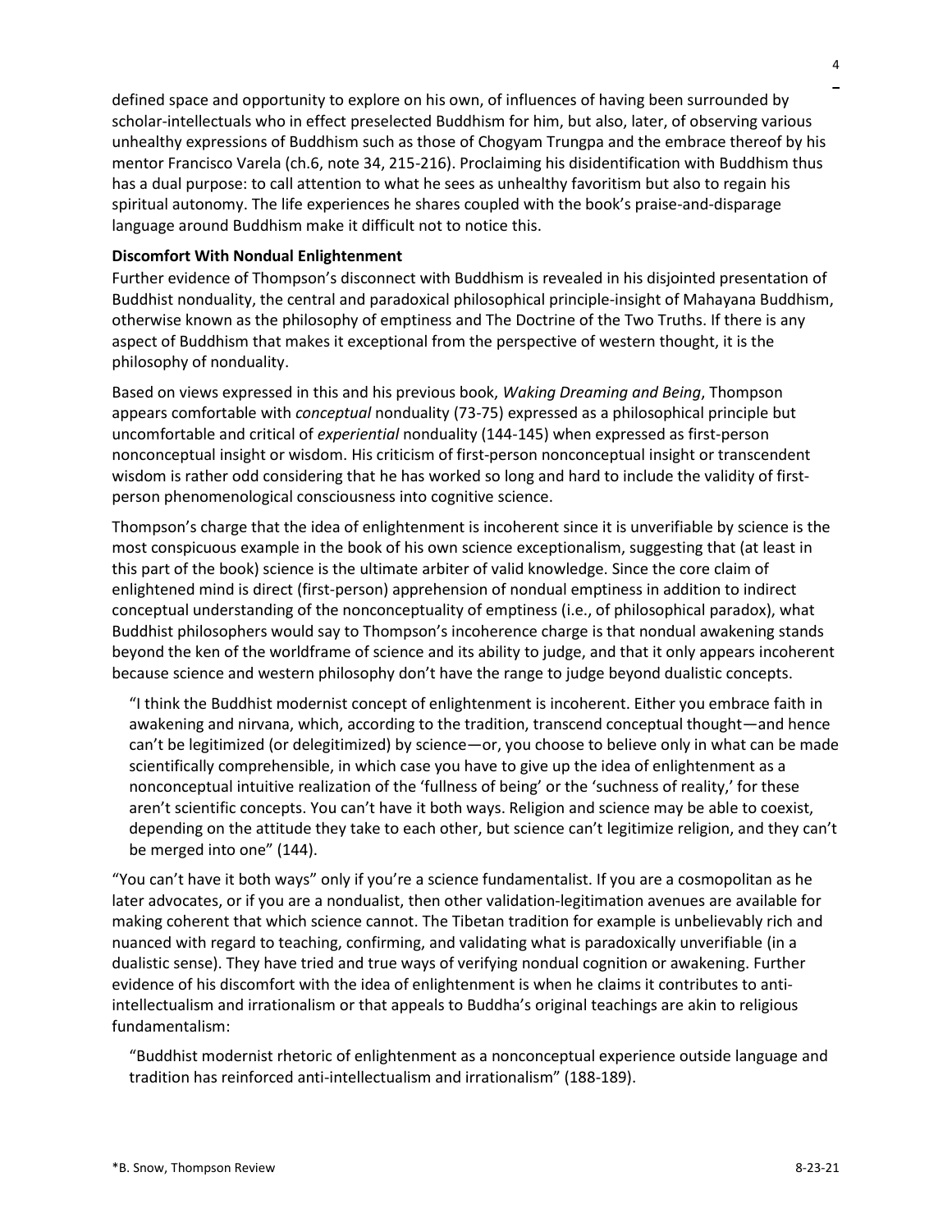defined space and opportunity to explore on his own, of influences of having been surrounded by scholar-intellectuals who in effect preselected Buddhism for him, but also, later, of observing various unhealthy expressions of Buddhism such as those of Chogyam Trungpa and the embrace thereof by his mentor Francisco Varela (ch.6, note 34, 215-216). Proclaiming his disidentification with Buddhism thus has a dual purpose: to call attention to what he sees as unhealthy favoritism but also to regain his spiritual autonomy. The life experiences he shares coupled with the book's praise-and-disparage language around Buddhism make it difficult not to notice this.

**Discomfort With Nondual Enlightenment**

Further evidence of Thompson's disconnect with Buddhism is revealed in his disjointed presentation of Buddhist nonduality, the central and paradoxical philosophical principle-insight of Mahayana Buddhism, otherwise known as the philosophy of emptiness and The Doctrine of the Two Truths. If there is any aspect of Buddhism that makes it exceptional from the perspective of western thought, it is the philosophy of nonduality.

Based on views expressed in this and his previous book, *Waking Dreaming and Being*, Thompson appears comfortable with *conceptual* nonduality (73-75) expressed as a philosophical principle but uncomfortable and critical of *experiential* nonduality (144-145) when expressed as first-person nonconceptual insight or wisdom. His criticism of first-person nonconceptual insight or transcendent wisdom is rather odd considering that he has worked so long and hard to include the validity of first-person phenomenological consciousness into cognitive science.

Thompson's charge that the idea of enlightenment is incoherent since it is unverifiable by science is the most conspicuous example in the book of his own science exceptionalism, suggesting that (at least in this part of the book) science is the ultimate arbiter of valid knowledge. Since the core claim of enlightened mind is direct (first-person) apprehension of nondual emptiness in addition to indirect conceptual understanding of the nonconceptuality of emptiness (i.e., of philosophical paradox), what Buddhist philosophers would say to Thompson's incoherence charge is that nondual awakening stands beyond the ken of the worldframe of science and its ability to judge, and that it only appears incoherent because science and western philosophy don't have the range to judge beyond dualistic concepts.

> "I think the Buddhist modernist concept of enlightenment is incoherent. Either you embrace faith in awakening and nirvana, which, according to the tradition, transcend conceptual thought—and hence can't be legitimized (or delegitimized) by science—or, you choose to believe only in what can be made scientifically comprehensible, in which case you have to give up the idea of enlightenment as a nonconceptual intuitive realization of the 'fullness of being' or the 'suchness of reality,' for these aren't scientific concepts. You can't have it both ways. Religion and science may be able to coexist, depending on the attitude they take to each other, but science can't legitimize religion, and they can't be merged into one" (144).

"You can't have it both ways" only if you're a science fundamentalist. If you are a cosmopolitan as he later advocates, or if you are a nondualist, then other validation-legitimation avenues are available for making coherent that which science cannot. The Tibetan tradition for example is unbelievably rich and nuanced with regard to teaching, confirming, and validating what is paradoxically unverifiable (in a dualistic sense). They have tried and true ways of verifying nondual cognition or awakening. Further evidence of his discomfort with the idea of enlightenment is when he claims it contributes to anti-intellectualism and irrationalism or that appeals to Buddha's original teachings are akin to religious fundamentalism:

> "Buddhist modernist rhetoric of enlightenment as a nonconceptual experience outside language and tradition has reinforced anti-intellectualism and irrationalism" (188-189).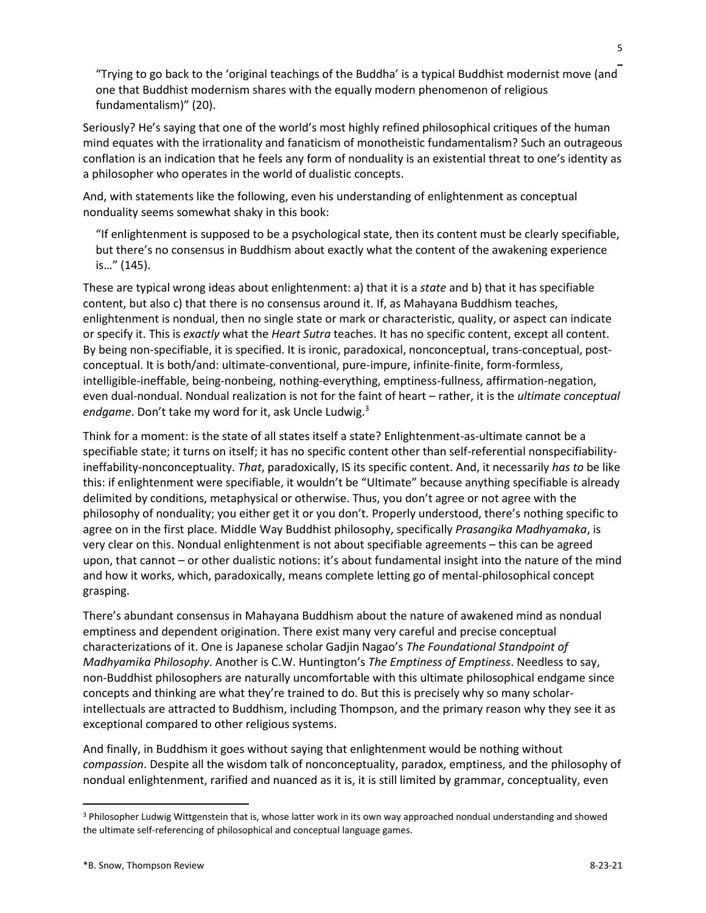> "Trying to go back to the 'original teachings of the Buddha' is a typical Buddhist modernist move (and one that Buddhist modernism shares with the equally modern phenomenon of religious fundamentalism)" (20).

Seriously? He's saying that one of the world's most highly refined philosophical critiques of the human mind equates with the irrationality and fanaticism of monotheistic fundamentalism? Such an outrageous conflation is an indication that he feels any form of nonduality is an existential threat to one's identity as a philosopher who operates in the world of dualistic concepts.

And, with statements like the following, even his understanding of enlightenment as conceptual nonduality seems somewhat shaky in this book:

> "If enlightenment is supposed to be a psychological state, then its content must be clearly specifiable, but there's no consensus in Buddhism about exactly what the content of the awakening experience is…" (145).

These are typical wrong ideas about enlightenment: a) that it is a *state* and b) that it has specifiable content, but also c) that there is no consensus around it. If, as Mahayana Buddhism teaches, enlightenment is nondual, then no single state or mark or characteristic, quality, or aspect can indicate or specify it. This is *exactly* what the *Heart Sutra* teaches. It has no specific content, except all content. By being non-specifiable, it is specified. It is ironic, paradoxical, nonconceptual, trans-conceptual, post-conceptual. It is both/and: ultimate-conventional, pure-impure, infinite-finite, form-formless, intelligible-ineffable, being-nonbeing, nothing-everything, emptiness-fullness, affirmation-negation, even dual-nondual. Nondual realization is not for the faint of heart – rather, it is the *ultimate conceptual endgame*. Don't take my word for it, ask Uncle Ludwig.[3]

Think for a moment: is the state of all states itself a state? Enlightenment-as-ultimate cannot be a specifiable state; it turns on itself; it has no specific content other than self-referential nonspecifiability-ineffability-nonconceptuality. *That*, paradoxically, IS its specific content. And, it necessarily *has to* be like this: if enlightenment were specifiable, it wouldn't be "Ultimate" because anything specifiable is already delimited by conditions, metaphysical or otherwise. Thus, you don't agree or not agree with the philosophy of nonduality; you either get it or you don't. Properly understood, there's nothing specific to agree on in the first place. Middle Way Buddhist philosophy, specifically *Prasangika Madhyamaka*, is very clear on this. Nondual enlightenment is not about specifiable agreements – this can be agreed upon, that cannot – or other dualistic notions: it's about fundamental insight into the nature of the mind and how it works, which, paradoxically, means complete letting go of mental-philosophical concept grasping.

There's abundant consensus in Mahayana Buddhism about the nature of awakened mind as nondual emptiness and dependent origination. There exist many very careful and precise conceptual characterizations of it. One is Japanese scholar Gadjin Nagao's *The Foundational Standpoint of Madhyamika Philosophy*. Another is C.W. Huntington's *The Emptiness of Emptiness*. Needless to say, non-Buddhist philosophers are naturally uncomfortable with this ultimate philosophical endgame since concepts and thinking are what they're trained to do. But this is precisely why so many scholar-intellectuals are attracted to Buddhism, including Thompson, and the primary reason why they see it as exceptional compared to other religious systems.

And finally, in Buddhism it goes without saying that enlightenment would be nothing without *compassion*. Despite all the wisdom talk of nonconceptuality, paradox, emptiness, and the philosophy of nondual enlightenment, rarified and nuanced as it is, it is still limited by grammar, conceptuality, even

---

[3] Philosopher Ludwig Wittgenstein that is, whose latter work in its own way approached nondual understanding and showed the ultimate self-referencing of philosophical and conceptual language games.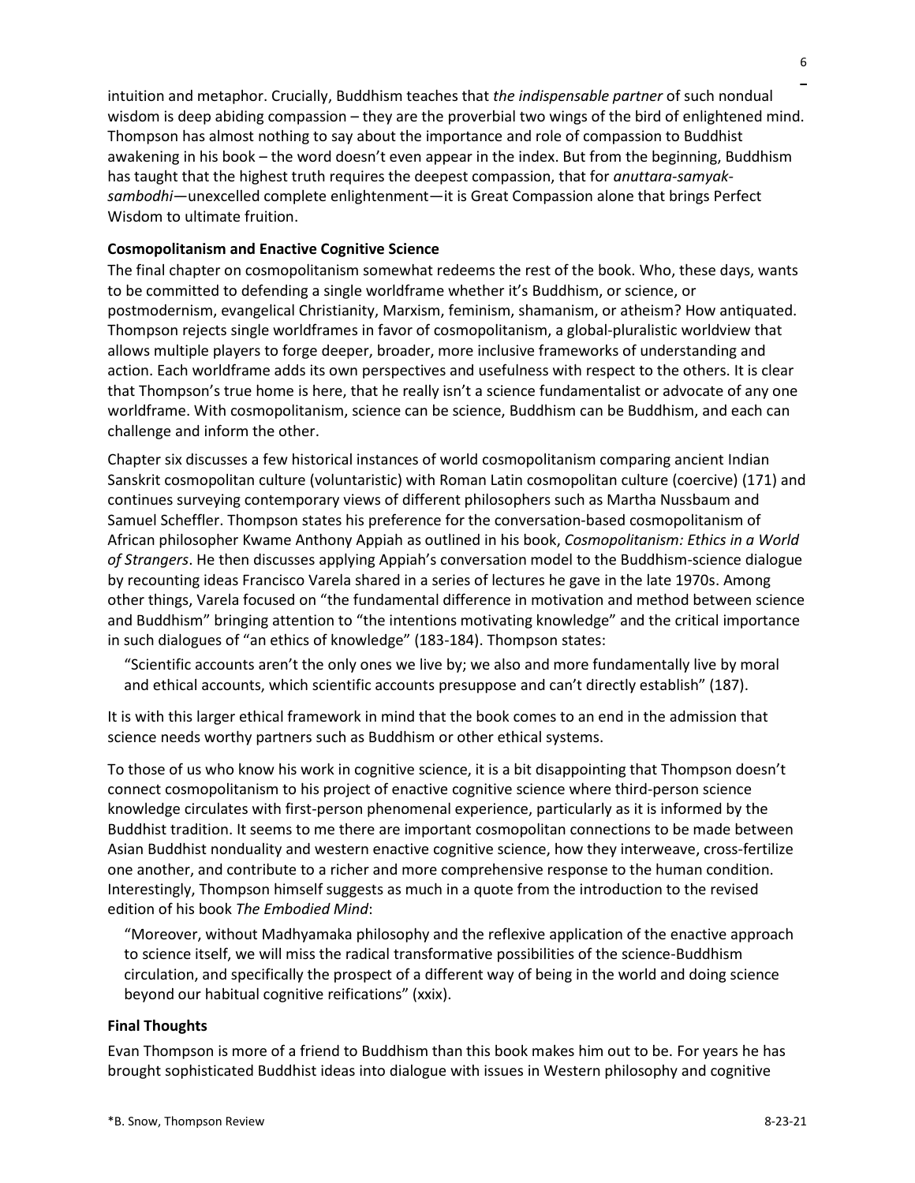intuition and metaphor. Crucially, Buddhism teaches that *the indispensable partner* of such nondual wisdom is deep abiding compassion – they are the proverbial two wings of the bird of enlightened mind. Thompson has almost nothing to say about the importance and role of compassion to Buddhist awakening in his book – the word doesn't even appear in the index. But from the beginning, Buddhism has taught that the highest truth requires the deepest compassion, that for *anuttara-samyak-sambodhi*—unexcelled complete enlightenment—it is Great Compassion alone that brings Perfect Wisdom to ultimate fruition.

**Cosmopolitanism and Enactive Cognitive Science**

The final chapter on cosmopolitanism somewhat redeems the rest of the book. Who, these days, wants to be committed to defending a single worldframe whether it's Buddhism, or science, or postmodernism, evangelical Christianity, Marxism, feminism, shamanism, or atheism? How antiquated. Thompson rejects single worldframes in favor of cosmopolitanism, a global-pluralistic worldview that allows multiple players to forge deeper, broader, more inclusive frameworks of understanding and action. Each worldframe adds its own perspectives and usefulness with respect to the others. It is clear that Thompson's true home is here, that he really isn't a science fundamentalist or advocate of any one worldframe. With cosmopolitanism, science can be science, Buddhism can be Buddhism, and each can challenge and inform the other.

Chapter six discusses a few historical instances of world cosmopolitanism comparing ancient Indian Sanskrit cosmopolitan culture (voluntaristic) with Roman Latin cosmopolitan culture (coercive) (171) and continues surveying contemporary views of different philosophers such as Martha Nussbaum and Samuel Scheffler. Thompson states his preference for the conversation-based cosmopolitanism of African philosopher Kwame Anthony Appiah as outlined in his book, *Cosmopolitanism: Ethics in a World of Strangers*. He then discusses applying Appiah's conversation model to the Buddhism-science dialogue by recounting ideas Francisco Varela shared in a series of lectures he gave in the late 1970s. Among other things, Varela focused on "the fundamental difference in motivation and method between science and Buddhism" bringing attention to "the intentions motivating knowledge" and the critical importance in such dialogues of "an ethics of knowledge" (183-184). Thompson states:

> "Scientific accounts aren't the only ones we live by; we also and more fundamentally live by moral and ethical accounts, which scientific accounts presuppose and can't directly establish" (187).

It is with this larger ethical framework in mind that the book comes to an end in the admission that science needs worthy partners such as Buddhism or other ethical systems.

To those of us who know his work in cognitive science, it is a bit disappointing that Thompson doesn't connect cosmopolitanism to his project of enactive cognitive science where third-person science knowledge circulates with first-person phenomenal experience, particularly as it is informed by the Buddhist tradition. It seems to me there are important cosmopolitan connections to be made between Asian Buddhist nonduality and western enactive cognitive science, how they interweave, cross-fertilize one another, and contribute to a richer and more comprehensive response to the human condition. Interestingly, Thompson himself suggests as much in a quote from the introduction to the revised edition of his book *The Embodied Mind*:

> "Moreover, without Madhyamaka philosophy and the reflexive application of the enactive approach to science itself, we will miss the radical transformative possibilities of the science-Buddhism circulation, and specifically the prospect of a different way of being in the world and doing science beyond our habitual cognitive reifications" (xxix).

**Final Thoughts**

Evan Thompson is more of a friend to Buddhism than this book makes him out to be. For years he has brought sophisticated Buddhist ideas into dialogue with issues in Western philosophy and cognitive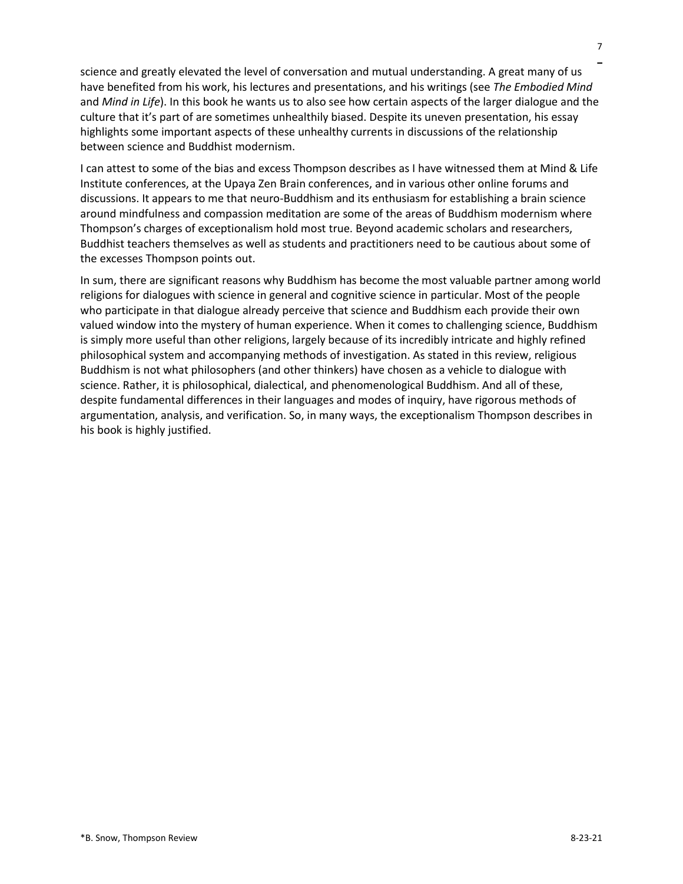science and greatly elevated the level of conversation and mutual understanding. A great many of us have benefited from his work, his lectures and presentations, and his writings (see *The Embodied Mind* and *Mind in Life*). In this book he wants us to also see how certain aspects of the larger dialogue and the culture that it's part of are sometimes unhealthily biased. Despite its uneven presentation, his essay highlights some important aspects of these unhealthy currents in discussions of the relationship between science and Buddhist modernism.

I can attest to some of the bias and excess Thompson describes as I have witnessed them at Mind & Life Institute conferences, at the Upaya Zen Brain conferences, and in various other online forums and discussions. It appears to me that neuro-Buddhism and its enthusiasm for establishing a brain science around mindfulness and compassion meditation are some of the areas of Buddhism modernism where Thompson's charges of exceptionalism hold most true. Beyond academic scholars and researchers, Buddhist teachers themselves as well as students and practitioners need to be cautious about some of the excesses Thompson points out.

In sum, there are significant reasons why Buddhism has become the most valuable partner among world religions for dialogues with science in general and cognitive science in particular. Most of the people who participate in that dialogue already perceive that science and Buddhism each provide their own valued window into the mystery of human experience. When it comes to challenging science, Buddhism is simply more useful than other religions, largely because of its incredibly intricate and highly refined philosophical system and accompanying methods of investigation. As stated in this review, religious Buddhism is not what philosophers (and other thinkers) have chosen as a vehicle to dialogue with science. Rather, it is philosophical, dialectical, and phenomenological Buddhism. And all of these, despite fundamental differences in their languages and modes of inquiry, have rigorous methods of argumentation, analysis, and verification. So, in many ways, the exceptionalism Thompson describes in his book is highly justified.